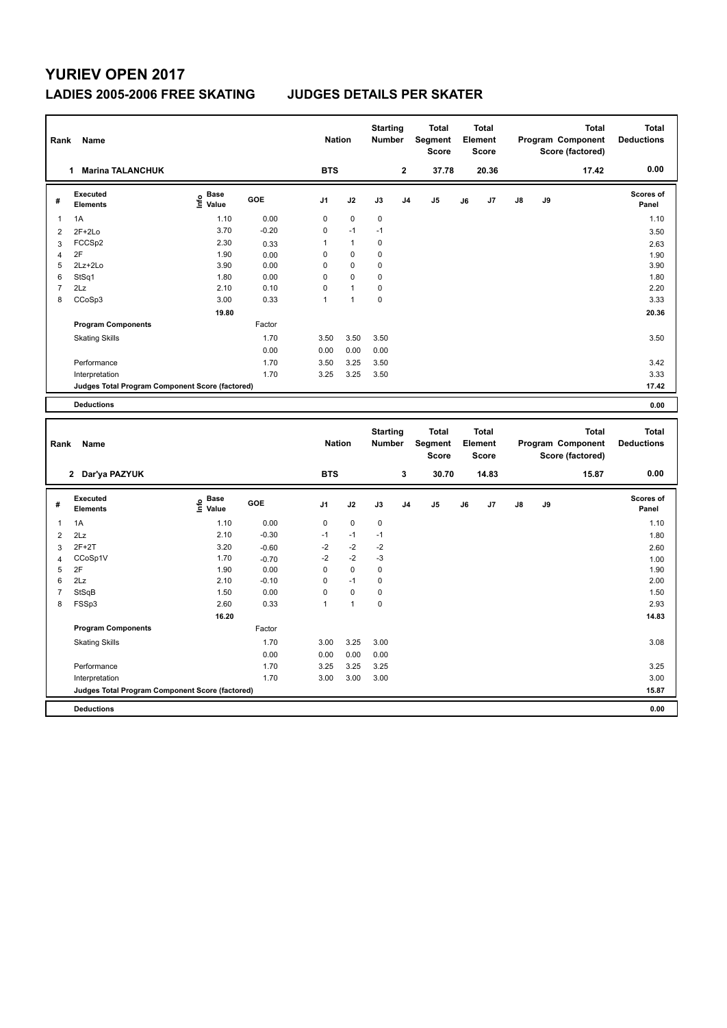# YURIEV OPEN 2017

## LADIES 2005-2006 FREE SKATING    JUDGES DETAILS PER SKATER

| Rank | Name | Nation | Starting Number | Total Segment Score | Total Element Score | Total Program Component Score (factored) | Total Deductions |
|---|---|---|---|---|---|---|---|
| 1 | Marina TALANCHUK | BTS | 2 | 37.78 | 20.36 | 17.42 | 0.00 |

| # | Executed Elements | Info | Base Value | GOE | J1 | J2 | J3 | J4 | J5 | J6 | J7 | J8 | J9 | Scores of Panel |
|---|---|---|---|---|---|---|---|---|---|---|---|---|---|---|
| 1 | 1A | | 1.10 | 0.00 | 0 | 0 | 0 | | | | | | | 1.10 |
| 2 | 2F+2Lo | | 3.70 | -0.20 | 0 | -1 | -1 | | | | | | | 3.50 |
| 3 | FCCSp2 | | 2.30 | 0.33 | 1 | 1 | 0 | | | | | | | 2.63 |
| 4 | 2F | | 1.90 | 0.00 | 0 | 0 | 0 | | | | | | | 1.90 |
| 5 | 2Lz+2Lo | | 3.90 | 0.00 | 0 | 0 | 0 | | | | | | | 3.90 |
| 6 | StSq1 | | 1.80 | 0.00 | 0 | 0 | 0 | | | | | | | 1.80 |
| 7 | 2Lz | | 2.10 | 0.10 | 0 | 1 | 0 | | | | | | | 2.20 |
| 8 | CCoSp3 | | 3.00 | 0.33 | 1 | 1 | 0 | | | | | | | 3.33 |
| | | | 19.80 | | | | | | | | | | | 20.36 |
| | **Program Components** | | | Factor | | | | | | | | | | |
| | Skating Skills | | | 1.70 | 3.50 | 3.50 | 3.50 | | | | | | | 3.50 |
| | | | | 0.00 | 0.00 | 0.00 | 0.00 | | | | | | | |
| | Performance | | | 1.70 | 3.50 | 3.25 | 3.50 | | | | | | | 3.42 |
| | Interpretation | | | 1.70 | 3.25 | 3.25 | 3.50 | | | | | | | 3.33 |
| | **Judges Total Program Component Score (factored)** | | | | | | | | | | | | | 17.42 |
| | **Deductions** | | | | | | | | | | | | | 0.00 |

| Rank | Name | Nation | Starting Number | Total Segment Score | Total Element Score | Total Program Component Score (factored) | Total Deductions |
|---|---|---|---|---|---|---|---|
| 2 | Dar'ya PAZYUK | BTS | 3 | 30.70 | 14.83 | 15.87 | 0.00 |

| # | Executed Elements | Info | Base Value | GOE | J1 | J2 | J3 | J4 | J5 | J6 | J7 | J8 | J9 | Scores of Panel |
|---|---|---|---|---|---|---|---|---|---|---|---|---|---|---|
| 1 | 1A | | 1.10 | 0.00 | 0 | 0 | 0 | | | | | | | 1.10 |
| 2 | 2Lz | | 2.10 | -0.30 | -1 | -1 | -1 | | | | | | | 1.80 |
| 3 | 2F+2T | | 3.20 | -0.60 | -2 | -2 | -2 | | | | | | | 2.60 |
| 4 | CCoSp1V | | 1.70 | -0.70 | -2 | -2 | -3 | | | | | | | 1.00 |
| 5 | 2F | | 1.90 | 0.00 | 0 | 0 | 0 | | | | | | | 1.90 |
| 6 | 2Lz | | 2.10 | -0.10 | 0 | -1 | 0 | | | | | | | 2.00 |
| 7 | StSqB | | 1.50 | 0.00 | 0 | 0 | 0 | | | | | | | 1.50 |
| 8 | FSSp3 | | 2.60 | 0.33 | 1 | 1 | 0 | | | | | | | 2.93 |
| | | | 16.20 | | | | | | | | | | | 14.83 |
| | **Program Components** | | | Factor | | | | | | | | | | |
| | Skating Skills | | | 1.70 | 3.00 | 3.25 | 3.00 | | | | | | | 3.08 |
| | | | | 0.00 | 0.00 | 0.00 | 0.00 | | | | | | | |
| | Performance | | | 1.70 | 3.25 | 3.25 | 3.25 | | | | | | | 3.25 |
| | Interpretation | | | 1.70 | 3.00 | 3.00 | 3.00 | | | | | | | 3.00 |
| | **Judges Total Program Component Score (factored)** | | | | | | | | | | | | | 15.87 |
| | **Deductions** | | | | | | | | | | | | | 0.00 |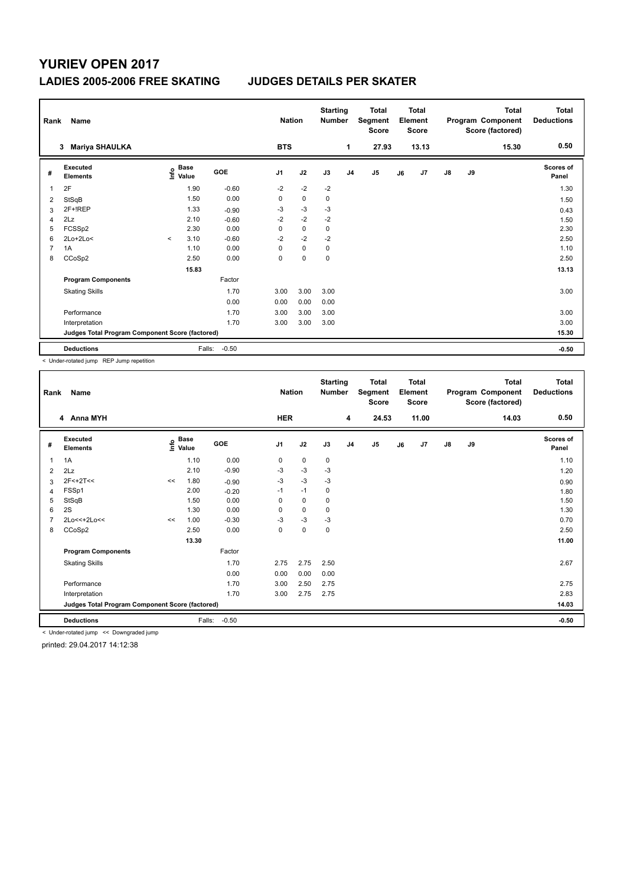# YURIEV OPEN 2017

## LADIES 2005-2006 FREE SKATING JUDGES DETAILS PER SKATER

| Rank | Name | Nation | Starting Number | Total Segment Score | Total Element Score | Total Program Component Score (factored) | Total Deductions |
|---|---|---|---|---|---|---|---|
| 3 | Mariya SHAULKA | BTS | 1 | 27.93 | 13.13 | 15.30 | 0.50 |

| # | Executed Elements | Info | Base Value | GOE | J1 | J2 | J3 | J4 | J5 | J6 | J7 | J8 | J9 | Scores of Panel |
|---|---|---|---|---|---|---|---|---|---|---|---|---|---|---|
| 1 | 2F | | 1.90 | -0.60 | -2 | -2 | -2 | | | | | | | 1.30 |
| 2 | StSqB | | 1.50 | 0.00 | 0 | 0 | 0 | | | | | | | 1.50 |
| 3 | 2F+!REP | | 1.33 | -0.90 | -3 | -3 | -3 | | | | | | | 0.43 |
| 4 | 2Lz | | 2.10 | -0.60 | -2 | -2 | -2 | | | | | | | 1.50 |
| 5 | FCSSp2 | | 2.30 | 0.00 | 0 | 0 | 0 | | | | | | | 2.30 |
| 6 | 2Lo+2Lo< | < | 3.10 | -0.60 | -2 | -2 | -2 | | | | | | | 2.50 |
| 7 | 1A | | 1.10 | 0.00 | 0 | 0 | 0 | | | | | | | 1.10 |
| 8 | CCoSp2 | | 2.50 | 0.00 | 0 | 0 | 0 | | | | | | | 2.50 |
| | | | 15.83 | | | | | | | | | | | 13.13 |
| | Program Components | | | Factor | | | | | | | | | | |
| | Skating Skills | | | 1.70 | 3.00 | 3.00 | 3.00 | | | | | | | 3.00 |
| | | | | 0.00 | 0.00 | 0.00 | 0.00 | | | | | | | |
| | Performance | | | 1.70 | 3.00 | 3.00 | 3.00 | | | | | | | 3.00 |
| | Interpretation | | | 1.70 | 3.00 | 3.00 | 3.00 | | | | | | | 3.00 |
| | Judges Total Program Component Score (factored) | | | | | | | | | | | | | 15.30 |
| | Deductions | | Falls: | -0.50 | | | | | | | | | | -0.50 |

< Under-rotated jump REP Jump repetition

| Rank | Name | Nation | Starting Number | Total Segment Score | Total Element Score | Total Program Component Score (factored) | Total Deductions |
|---|---|---|---|---|---|---|---|
| 4 | Anna MYH | HER | 4 | 24.53 | 11.00 | 14.03 | 0.50 |

| # | Executed Elements | Info | Base Value | GOE | J1 | J2 | J3 | J4 | J5 | J6 | J7 | J8 | J9 | Scores of Panel |
|---|---|---|---|---|---|---|---|---|---|---|---|---|---|---|
| 1 | 1A | | 1.10 | 0.00 | 0 | 0 | 0 | | | | | | | 1.10 |
| 2 | 2Lz | | 2.10 | -0.90 | -3 | -3 | -3 | | | | | | | 1.20 |
| 3 | 2F<+2T<< | << | 1.80 | -0.90 | -3 | -3 | -3 | | | | | | | 0.90 |
| 4 | FSSp1 | | 2.00 | -0.20 | -1 | -1 | 0 | | | | | | | 1.80 |
| 5 | StSqB | | 1.50 | 0.00 | 0 | 0 | 0 | | | | | | | 1.50 |
| 6 | 2S | | 1.30 | 0.00 | 0 | 0 | 0 | | | | | | | 1.30 |
| 7 | 2Lo<<+2Lo<< | << | 1.00 | -0.30 | -3 | -3 | -3 | | | | | | | 0.70 |
| 8 | CCoSp2 | | 2.50 | 0.00 | 0 | 0 | 0 | | | | | | | 2.50 |
| | | | 13.30 | | | | | | | | | | | 11.00 |
| | Program Components | | | Factor | | | | | | | | | | |
| | Skating Skills | | | 1.70 | 2.75 | 2.75 | 2.50 | | | | | | | 2.67 |
| | | | | 0.00 | 0.00 | 0.00 | 0.00 | | | | | | | |
| | Performance | | | 1.70 | 3.00 | 2.50 | 2.75 | | | | | | | 2.75 |
| | Interpretation | | | 1.70 | 3.00 | 2.75 | 2.75 | | | | | | | 2.83 |
| | Judges Total Program Component Score (factored) | | | | | | | | | | | | | 14.03 |
| | Deductions | | Falls: | -0.50 | | | | | | | | | | -0.50 |

< Under-rotated jump << Downgraded jump

printed: 29.04.2017 14:12:38